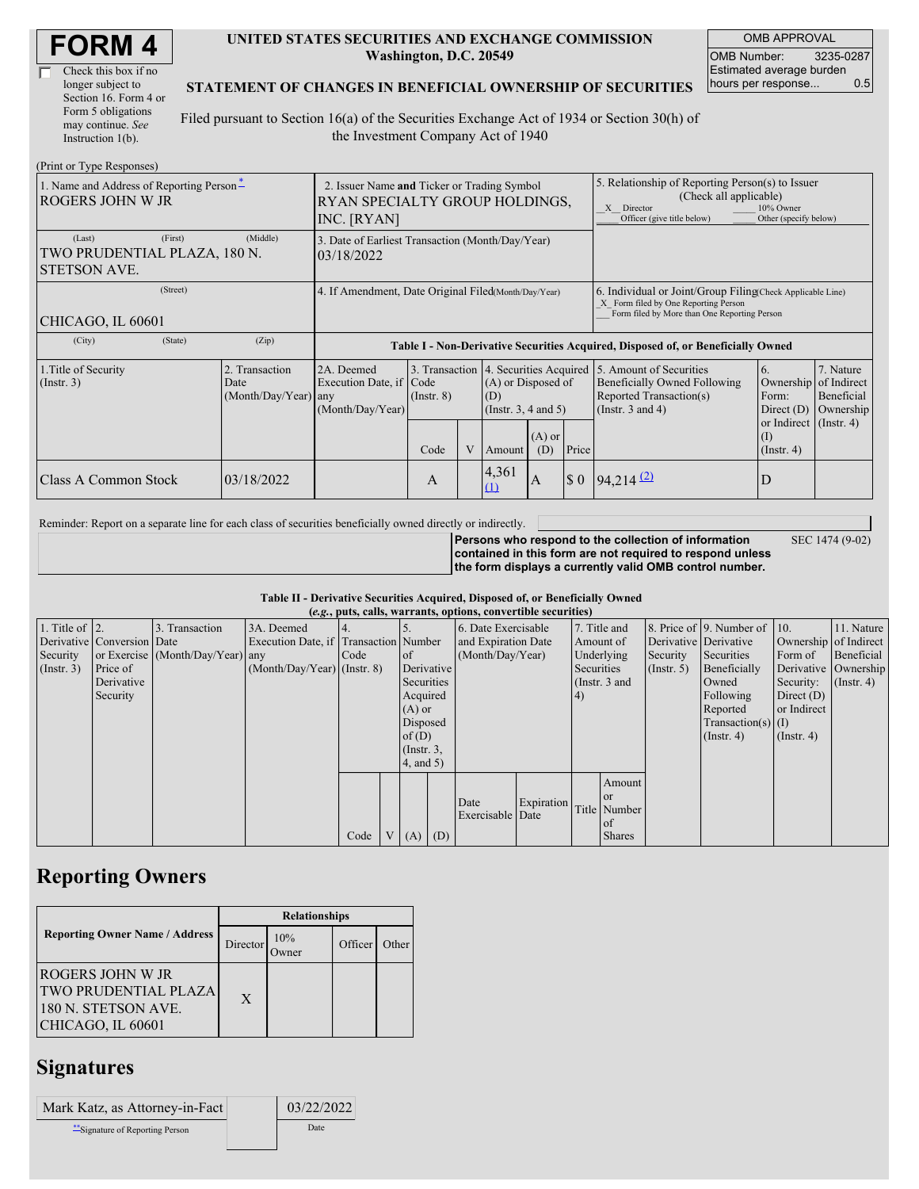# FORM 4

☐ Check this box if no longer subject to Section 16. Form 4 or Form 5 obligations may continue. *See* Instruction 1(b).

**UNITED STATES SECURITIES AND EXCHANGE COMMISSION**
**Washington, D.C. 20549**

**STATEMENT OF CHANGES IN BENEFICIAL OWNERSHIP OF SECURITIES**

Filed pursuant to Section 16(a) of the Securities Exchange Act of 1934 or Section 30(h) of the Investment Company Act of 1940

| OMB APPROVAL | |
|---|---|
| OMB Number: | 3235-0287 |
| Estimated average burden hours per response... | 0.5 |

(Print or Type Responses)

| 1. Name and Address of Reporting Person * | 2. Issuer Name and Ticker or Trading Symbol | 5. Relationship of Reporting Person(s) to Issuer (Check all applicable) |
|---|---|---|
| ROGERS JOHN W JR | RYAN SPECIALTY GROUP HOLDINGS, INC. [RYAN] | _X_ Director ___ 10% Owner ___ Officer (give title below) ___ Other (specify below) |
| (Last) (First) (Middle) TWO PRUDENTIAL PLAZA, 180 N. STETSON AVE. | 3. Date of Earliest Transaction (Month/Day/Year) 03/18/2022 | |
| (Street) CHICAGO, IL 60601 | 4. If Amendment, Date Original Filed (Month/Day/Year) | 6. Individual or Joint/Group Filing (Check Applicable Line) _X_ Form filed by One Reporting Person ___ Form filed by More than One Reporting Person |
| (City) (State) (Zip) | | |

**Table I - Non-Derivative Securities Acquired, Disposed of, or Beneficially Owned**

| 1.Title of Security (Instr. 3) | 2. Transaction Date (Month/Day/Year) | 2A. Deemed Execution Date, if any (Month/Day/Year) | 3. Transaction Code (Instr. 8) | | 4. Securities Acquired (A) or Disposed of (D) (Instr. 3, 4 and 5) | | | 5. Amount of Securities Beneficially Owned Following Reported Transaction(s) (Instr. 3 and 4) | 6. Ownership Form: Direct (D) or Indirect (I) (Instr. 4) | 7. Nature of Indirect Beneficial Ownership (Instr. 4) |
|---|---|---|---|---|---|---|---|---|---|---|
| | | | Code | V | Amount | (A) or (D) | Price | | | |
| Class A Common Stock | 03/18/2022 | | A | | 4,361 (1) | A | $ 0 | 94,214 (2) | D | |

Reminder: Report on a separate line for each class of securities beneficially owned directly or indirectly.

**Persons who respond to the collection of information contained in this form are not required to respond unless the form displays a currently valid OMB control number.** SEC 1474 (9-02)

**Table II - Derivative Securities Acquired, Disposed of, or Beneficially Owned**
**(*e.g.*, puts, calls, warrants, options, convertible securities)**

| 1. Title of Derivative Security (Instr. 3) | 2. Conversion or Exercise Price of Derivative Security | 3. Transaction Date (Month/Day/Year) | 3A. Deemed Execution Date, if any (Month/Day/Year) | 4. Transaction Code (Instr. 8) | | 5. Number of Derivative Securities Acquired (A) or Disposed of (D) (Instr. 3, 4, and 5) | | 6. Date Exercisable and Expiration Date (Month/Day/Year) | | 7. Title and Amount of Underlying Securities (Instr. 3 and 4) | | 8. Price of Derivative Security (Instr. 5) | 9. Number of Derivative Securities Beneficially Owned Following Reported Transaction(s) (Instr. 4) | 10. Ownership Form of Derivative Security: Direct (D) or Indirect (I) (Instr. 4) | 11. Nature of Indirect Beneficial Ownership (Instr. 4) |
|---|---|---|---|---|---|---|---|---|---|---|---|---|---|---|---|
| | | | | Code | V | (A) | (D) | Date Exercisable | Expiration Date | Title | Amount or Number of Shares | | | | |

## Reporting Owners

| Reporting Owner Name / Address | Relationships | | | |
|---|---|---|---|---|
| | Director | 10% Owner | Officer | Other |
| ROGERS JOHN W JR TWO PRUDENTIAL PLAZA 180 N. STETSON AVE. CHICAGO, IL 60601 | X | | | |

## Signatures

| Mark Katz, as Attorney-in-Fact | 03/22/2022 |
|---|---|
| **Signature of Reporting Person | Date |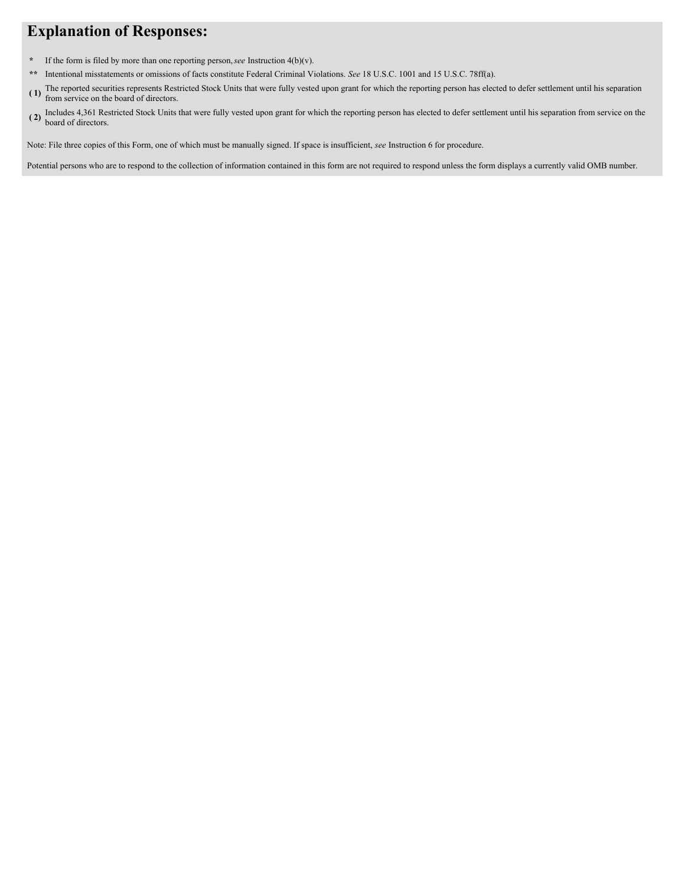# Explanation of Responses:

\* If the form is filed by more than one reporting person, *see* Instruction 4(b)(v).

\*\* Intentional misstatements or omissions of facts constitute Federal Criminal Violations. *See* 18 U.S.C. 1001 and 15 U.S.C. 78ff(a).

**( 1)** The reported securities represents Restricted Stock Units that were fully vested upon grant for which the reporting person has elected to defer settlement until his separation from service on the board of directors.

**( 2)** Includes 4,361 Restricted Stock Units that were fully vested upon grant for which the reporting person has elected to defer settlement until his separation from service on the board of directors.

Note: File three copies of this Form, one of which must be manually signed. If space is insufficient, *see* Instruction 6 for procedure.

Potential persons who are to respond to the collection of information contained in this form are not required to respond unless the form displays a currently valid OMB number.